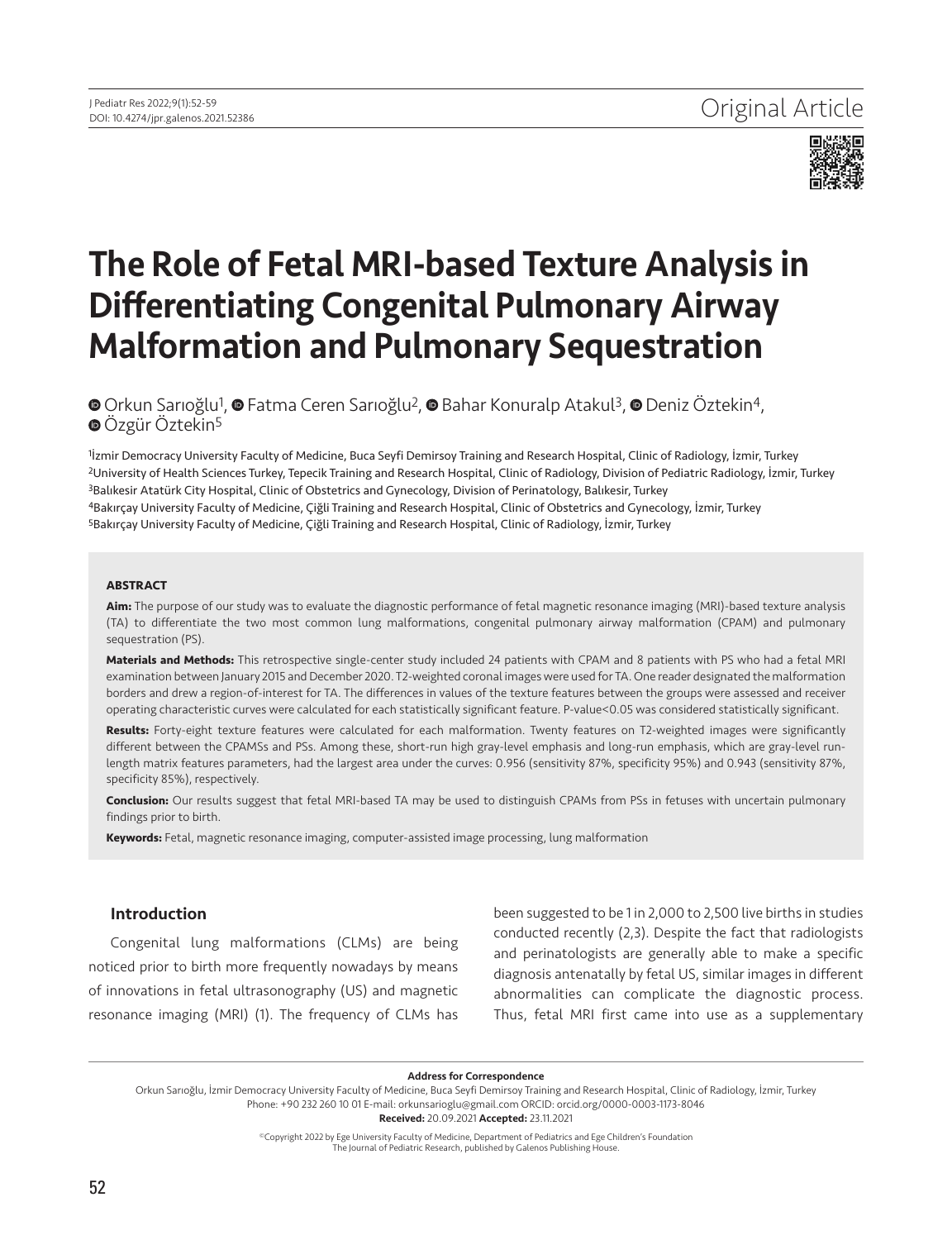Original Article

# The Role of Fetal MRI-based Texture Analysis in Differentiating Congenital Pulmonary Airway Malformation and Pulmonary Sequestration

Orkun Sarıoğlu[1], Fatma Ceren Sarıoğlu[2], Bahar Konuralp Atakul[3], Deniz Öztekin[4], Özgür Öztekin[5]

[1]İzmir Democracy University Faculty of Medicine, Buca Seyfi Demirsoy Training and Research Hospital, Clinic of Radiology, İzmir, Turkey
[2]University of Health Sciences Turkey, Tepecik Training and Research Hospital, Clinic of Radiology, Division of Pediatric Radiology, İzmir, Turkey
[3]Balıkesir Atatürk City Hospital, Clinic of Obstetrics and Gynecology, Division of Perinatology, Balıkesir, Turkey
[4]Bakırçay University Faculty of Medicine, Çiğli Training and Research Hospital, Clinic of Obstetrics and Gynecology, İzmir, Turkey
[5]Bakırçay University Faculty of Medicine, Çiğli Training and Research Hospital, Clinic of Radiology, İzmir, Turkey

### ABSTRACT

**Aim:** The purpose of our study was to evaluate the diagnostic performance of fetal magnetic resonance imaging (MRI)-based texture analysis (TA) to differentiate the two most common lung malformations, congenital pulmonary airway malformation (CPAM) and pulmonary sequestration (PS).

**Materials and Methods:** This retrospective single-center study included 24 patients with CPAM and 8 patients with PS who had a fetal MRI examination between January 2015 and December 2020. T2-weighted coronal images were used for TA. One reader designated the malformation borders and drew a region-of-interest for TA. The differences in values of the texture features between the groups were assessed and receiver operating characteristic curves were calculated for each statistically significant feature. P-value<0.05 was considered statistically significant.

**Results:** Forty-eight texture features were calculated for each malformation. Twenty features on T2-weighted images were significantly different between the CPAMSs and PSs. Among these, short-run high gray-level emphasis and long-run emphasis, which are gray-level run-length matrix features parameters, had the largest area under the curves: 0.956 (sensitivity 87%, specificity 95%) and 0.943 (sensitivity 87%, specificity 85%), respectively.

**Conclusion:** Our results suggest that fetal MRI-based TA may be used to distinguish CPAMs from PSs in fetuses with uncertain pulmonary findings prior to birth.

**Keywords:** Fetal, magnetic resonance imaging, computer-assisted image processing, lung malformation

## Introduction

Congenital lung malformations (CLMs) are being noticed prior to birth more frequently nowadays by means of innovations in fetal ultrasonography (US) and magnetic resonance imaging (MRI) (1). The frequency of CLMs has been suggested to be 1 in 2,000 to 2,500 live births in studies conducted recently (2,3). Despite the fact that radiologists and perinatologists are generally able to make a specific diagnosis antenatally by fetal US, similar images in different abnormalities can complicate the diagnostic process. Thus, fetal MRI first came into use as a supplementary

**Address for Correspondence**
Orkun Sarıoğlu, İzmir Democracy University Faculty of Medicine, Buca Seyfi Demirsoy Training and Research Hospital, Clinic of Radiology, İzmir, Turkey
Phone: +90 232 260 10 01 E-mail: orkunsarioglu@gmail.com ORCID: orcid.org/0000-0003-1173-8046
**Received:** 20.09.2021 **Accepted:** 23.11.2021

©Copyright 2022 by Ege University Faculty of Medicine, Department of Pediatrics and Ege Children's Foundation
The Journal of Pediatric Research, published by Galenos Publishing House.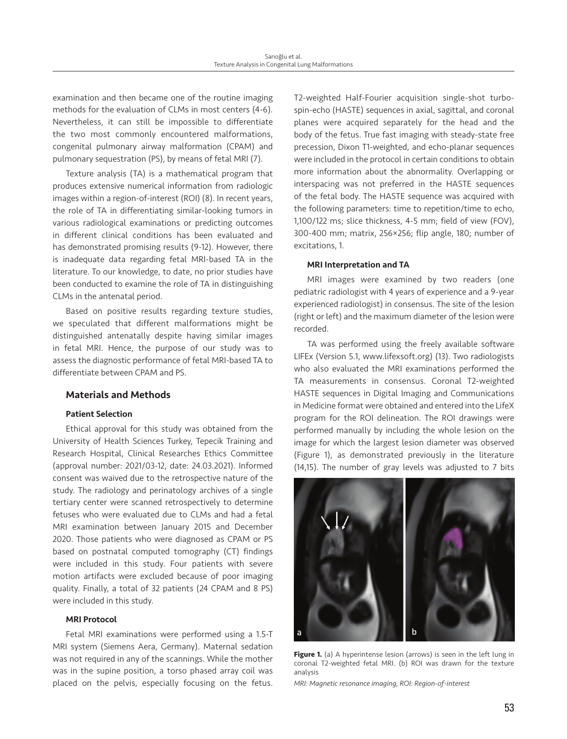examination and then became one of the routine imaging methods for the evaluation of CLMs in most centers (4-6). Nevertheless, it can still be impossible to differentiate the two most commonly encountered malformations, congenital pulmonary airway malformation (CPAM) and pulmonary sequestration (PS), by means of fetal MRI (7).

Texture analysis (TA) is a mathematical program that produces extensive numerical information from radiologic images within a region-of-interest (ROI) (8). In recent years, the role of TA in differentiating similar-looking tumors in various radiological examinations or predicting outcomes in different clinical conditions has been evaluated and has demonstrated promising results (9-12). However, there is inadequate data regarding fetal MRI-based TA in the literature. To our knowledge, to date, no prior studies have been conducted to examine the role of TA in distinguishing CLMs in the antenatal period.

Based on positive results regarding texture studies, we speculated that different malformations might be distinguished antenatally despite having similar images in fetal MRI. Hence, the purpose of our study was to assess the diagnostic performance of fetal MRI-based TA to differentiate between CPAM and PS.

## Materials and Methods

### Patient Selection

Ethical approval for this study was obtained from the University of Health Sciences Turkey, Tepecik Training and Research Hospital, Clinical Researches Ethics Committee (approval number: 2021/03-12, date: 24.03.2021). Informed consent was waived due to the retrospective nature of the study. The radiology and perinatology archives of a single tertiary center were scanned retrospectively to determine fetuses who were evaluated due to CLMs and had a fetal MRI examination between January 2015 and December 2020. Those patients who were diagnosed as CPAM or PS based on postnatal computed tomography (CT) findings were included in this study. Four patients with severe motion artifacts were excluded because of poor imaging quality. Finally, a total of 32 patients (24 CPAM and 8 PS) were included in this study.

### MRI Protocol

Fetal MRI examinations were performed using a 1.5-T MRI system (Siemens Aera, Germany). Maternal sedation was not required in any of the scannings. While the mother was in the supine position, a torso phased array coil was placed on the pelvis, especially focusing on the fetus. T2-weighted Half-Fourier acquisition single-shot turbo-spin-echo (HASTE) sequences in axial, sagittal, and coronal planes were acquired separately for the head and the body of the fetus. True fast imaging with steady-state free precession, Dixon T1-weighted, and echo-planar sequences were included in the protocol in certain conditions to obtain more information about the abnormality. Overlapping or interspacing was not preferred in the HASTE sequences of the fetal body. The HASTE sequence was acquired with the following parameters: time to repetition/time to echo, 1,100/122 ms; slice thickness, 4-5 mm; field of view (FOV), 300-400 mm; matrix, 256×256; flip angle, 180; number of excitations, 1.

### MRI Interpretation and TA

MRI images were examined by two readers (one pediatric radiologist with 4 years of experience and a 9-year experienced radiologist) in consensus. The site of the lesion (right or left) and the maximum diameter of the lesion were recorded.

TA was performed using the freely available software LIFEx (Version 5.1, www.lifexsoft.org) (13). Two radiologists who also evaluated the MRI examinations performed the TA measurements in consensus. Coronal T2-weighted HASTE sequences in Digital Imaging and Communications in Medicine format were obtained and entered into the LifeX program for the ROI delineation. The ROI drawings were performed manually by including the whole lesion on the image for which the largest lesion diameter was observed (Figure 1), as demonstrated previously in the literature (14,15). The number of gray levels was adjusted to 7 bits

**Figure 1.** (a) A hyperintense lesion (arrows) is seen in the left lung in coronal T2-weighted fetal MRI. (b) ROI was drawn for the texture analysis

*MRI: Magnetic resonance imaging, ROI: Region-of-interest*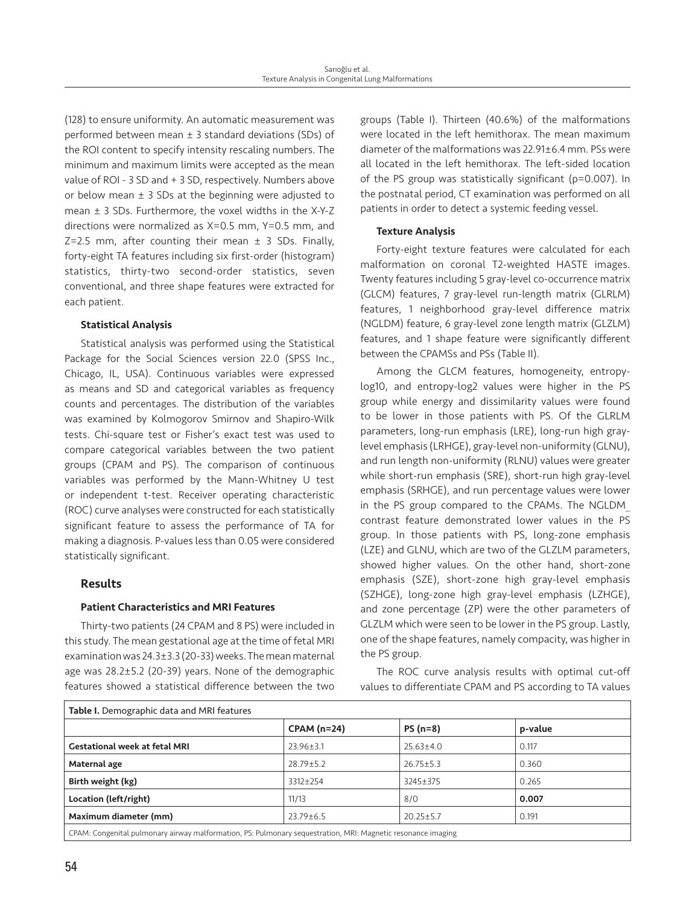(128) to ensure uniformity. An automatic measurement was performed between mean ± 3 standard deviations (SDs) of the ROI content to specify intensity rescaling numbers. The minimum and maximum limits were accepted as the mean value of ROI - 3 SD and + 3 SD, respectively. Numbers above or below mean ± 3 SDs at the beginning were adjusted to mean ± 3 SDs. Furthermore, the voxel widths in the X-Y-Z directions were normalized as X=0.5 mm, Y=0.5 mm, and Z=2.5 mm, after counting their mean ± 3 SDs. Finally, forty-eight TA features including six first-order (histogram) statistics, thirty-two second-order statistics, seven conventional, and three shape features were extracted for each patient.

### Statistical Analysis

Statistical analysis was performed using the Statistical Package for the Social Sciences version 22.0 (SPSS Inc., Chicago, IL, USA). Continuous variables were expressed as means and SD and categorical variables as frequency counts and percentages. The distribution of the variables was examined by Kolmogorov Smirnov and Shapiro-Wilk tests. Chi-square test or Fisher's exact test was used to compare categorical variables between the two patient groups (CPAM and PS). The comparison of continuous variables was performed by the Mann-Whitney U test or independent t-test. Receiver operating characteristic (ROC) curve analyses were constructed for each statistically significant feature to assess the performance of TA for making a diagnosis. P-values less than 0.05 were considered statistically significant.

## Results

### Patient Characteristics and MRI Features

Thirty-two patients (24 CPAM and 8 PS) were included in this study. The mean gestational age at the time of fetal MRI examination was 24.3±3.3 (20-33) weeks. The mean maternal age was 28.2±5.2 (20-39) years. None of the demographic features showed a statistical difference between the two groups (Table I). Thirteen (40.6%) of the malformations were located in the left hemithorax. The mean maximum diameter of the malformations was 22.91±6.4 mm. PSs were all located in the left hemithorax. The left-sided location of the PS group was statistically significant (p=0.007). In the postnatal period, CT examination was performed on all patients in order to detect a systemic feeding vessel.

### Texture Analysis

Forty-eight texture features were calculated for each malformation on coronal T2-weighted HASTE images. Twenty features including 5 gray-level co-occurrence matrix (GLCM) features, 7 gray-level run-length matrix (GLRLM) features, 1 neighborhood gray-level difference matrix (NGLDM) feature, 6 gray-level zone length matrix (GLZLM) features, and 1 shape feature were significantly different between the CPAMSs and PSs (Table II).

Among the GLCM features, homogeneity, entropy-log10, and entropy-log2 values were higher in the PS group while energy and dissimilarity values were found to be lower in those patients with PS. Of the GLRLM parameters, long-run emphasis (LRE), long-run high gray-level emphasis (LRHGE), gray-level non-uniformity (GLNU), and run length non-uniformity (RLNU) values were greater while short-run emphasis (SRE), short-run high gray-level emphasis (SRHGE), and run percentage values were lower in the PS group compared to the CPAMs. The NGLDM_contrast feature demonstrated lower values in the PS group. In those patients with PS, long-zone emphasis (LZE) and GLNU, which are two of the GLZLM parameters, showed higher values. On the other hand, short-zone emphasis (SZE), short-zone high gray-level emphasis (SZHGE), long-zone high gray-level emphasis (LZHGE), and zone percentage (ZP) were the other parameters of GLZLM which were seen to be lower in the PS group. Lastly, one of the shape features, namely compacity, was higher in the PS group.

The ROC curve analysis results with optimal cut-off values to differentiate CPAM and PS according to TA values

**Table I.** Demographic data and MRI features

| | CPAM (n=24) | PS (n=8) | p-value |
|---|---|---|---|
| **Gestational week at fetal MRI** | 23.96±3.1 | 25.63±4.0 | 0.117 |
| **Maternal age** | 28.79±5.2 | 26.75±5.3 | 0.360 |
| **Birth weight (kg)** | 3312±254 | 3245±375 | 0.265 |
| **Location (left/right)** | 11/13 | 8/0 | **0.007** |
| **Maximum diameter (mm)** | 23.79±6.5 | 20.25±5.7 | 0.191 |

CPAM: Congenital pulmonary airway malformation, PS: Pulmonary sequestration, MRI: Magnetic resonance imaging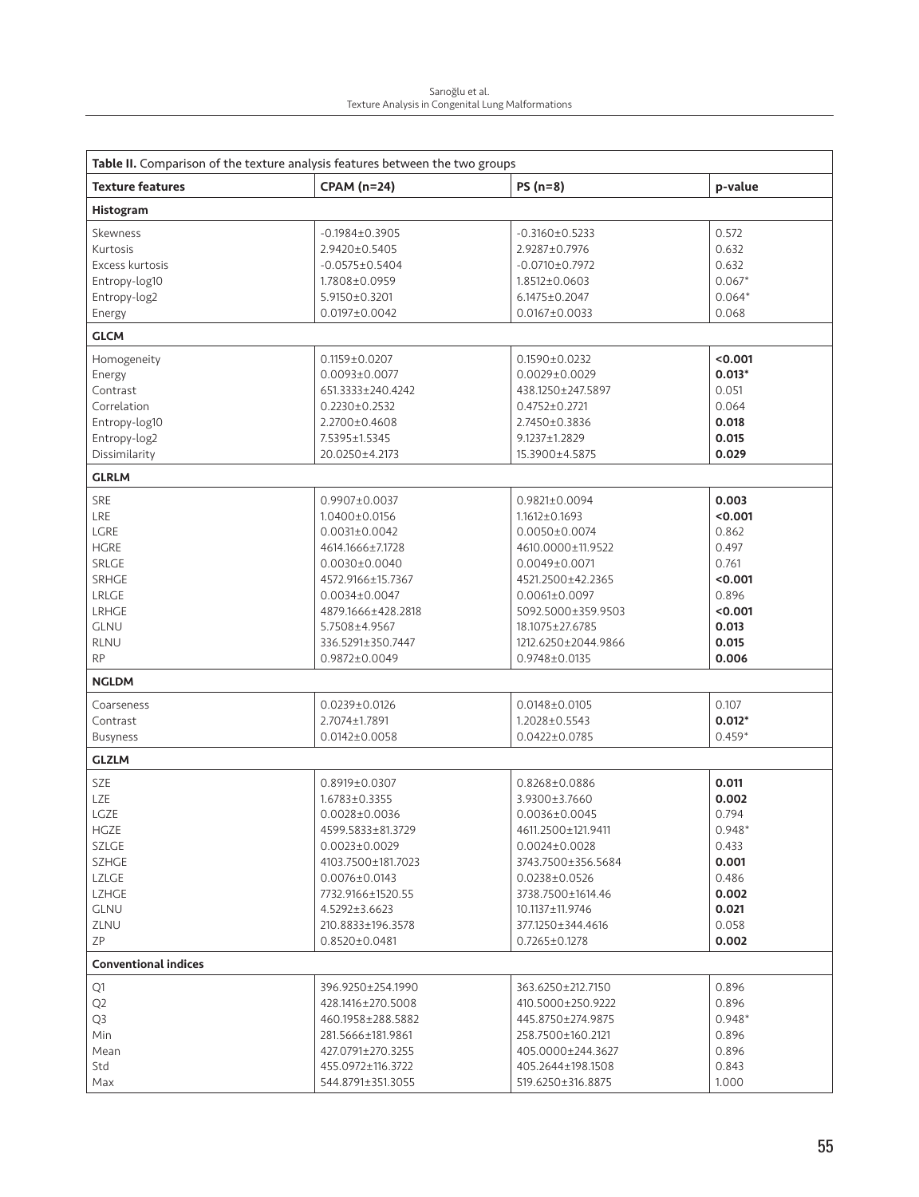**Table II.** Comparison of the texture analysis features between the two groups

| Texture features | CPAM (n=24) | PS (n=8) | p-value |
|---|---|---|---|
| **Histogram** | | | |
| Skewness | -0.1984±0.3905 | -0.3160±0.5233 | 0.572 |
| Kurtosis | 2.9420±0.5405 | 2.9287±0.7976 | 0.632 |
| Excess kurtosis | -0.0575±0.5404 | -0.0710±0.7972 | 0.632 |
| Entropy-log10 | 1.7808±0.0959 | 1.8512±0.0603 | 0.067* |
| Entropy-log2 | 5.9150±0.3201 | 6.1475±0.2047 | 0.064* |
| Energy | 0.0197±0.0042 | 0.0167±0.0033 | 0.068 |
| **GLCM** | | | |
| Homogeneity | 0.1159±0.0207 | 0.1590±0.0232 | **<0.001** |
| Energy | 0.0093±0.0077 | 0.0029±0.0029 | **0.013*** |
| Contrast | 651.3333±240.4242 | 438.1250±247.5897 | 0.051 |
| Correlation | 0.2230±0.2532 | 0.4752±0.2721 | 0.064 |
| Entropy-log10 | 2.2700±0.4608 | 2.7450±0.3836 | **0.018** |
| Entropy-log2 | 7.5395±1.5345 | 9.1237±1.2829 | **0.015** |
| Dissimilarity | 20.0250±4.2173 | 15.3900±4.5875 | **0.029** |
| **GLRLM** | | | |
| SRE | 0.9907±0.0037 | 0.9821±0.0094 | **0.003** |
| LRE | 1.0400±0.0156 | 1.1612±0.1693 | **<0.001** |
| LGRE | 0.0031±0.0042 | 0.0050±0.0074 | 0.862 |
| HGRE | 4614.1666±7.1728 | 4610.0000±11.9522 | 0.497 |
| SRLGE | 0.0030±0.0040 | 0.0049±0.0071 | 0.761 |
| SRHGE | 4572.9166±15.7367 | 4521.2500±42.2365 | **<0.001** |
| LRLGE | 0.0034±0.0047 | 0.0061±0.0097 | 0.896 |
| LRHGE | 4879.1666±428.2818 | 5092.5000±359.9503 | **<0.001** |
| GLNU | 5.7508±4.9567 | 18.1075±27.6785 | **0.013** |
| RLNU | 336.5291±350.7447 | 1212.6250±2044.9866 | **0.015** |
| RP | 0.9872±0.0049 | 0.9748±0.0135 | **0.006** |
| **NGLDM** | | | |
| Coarseness | 0.0239±0.0126 | 0.0148±0.0105 | 0.107 |
| Contrast | 2.7074±1.7891 | 1.2028±0.5543 | **0.012*** |
| Busyness | 0.0142±0.0058 | 0.0422±0.0785 | 0.459* |
| **GLZLM** | | | |
| SZE | 0.8919±0.0307 | 0.8268±0.0886 | **0.011** |
| LZE | 1.6783±0.3355 | 3.9300±3.7660 | **0.002** |
| LGZE | 0.0028±0.0036 | 0.0036±0.0045 | 0.794 |
| HGZE | 4599.5833±81.3729 | 4611.2500±121.9411 | 0.948* |
| SZLGE | 0.0023±0.0029 | 0.0024±0.0028 | 0.433 |
| SZHGE | 4103.7500±181.7023 | 3743.7500±356.5684 | **0.001** |
| LZLGE | 0.0076±0.0143 | 0.0238±0.0526 | 0.486 |
| LZHGE | 7732.9166±1520.55 | 3738.7500±1614.46 | **0.002** |
| GLNU | 4.5292±3.6623 | 10.1137±11.9746 | **0.021** |
| ZLNU | 210.8833±196.3578 | 377.1250±344.4616 | 0.058 |
| ZP | 0.8520±0.0481 | 0.7265±0.1278 | **0.002** |
| **Conventional indices** | | | |
| Q1 | 396.9250±254.1990 | 363.6250±212.7150 | 0.896 |
| Q2 | 428.1416±270.5008 | 410.5000±250.9222 | 0.896 |
| Q3 | 460.1958±288.5882 | 445.8750±274.9875 | 0.948* |
| Min | 281.5666±181.9861 | 258.7500±160.2121 | 0.896 |
| Mean | 427.0791±270.3255 | 405.0000±244.3627 | 0.896 |
| Std | 455.0972±116.3722 | 405.2644±198.1508 | 0.843 |
| Max | 544.8791±351.3055 | 519.6250±316.8875 | 1.000 |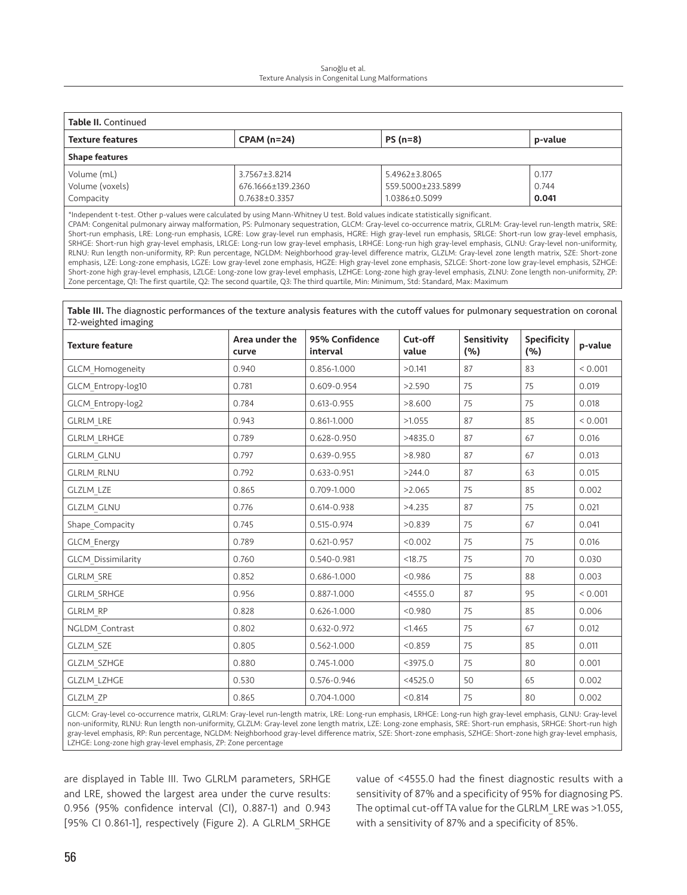| **Table II.** Continued | | | |
|---|---|---|---|
| **Texture features** | **CPAM (n=24)** | **PS (n=8)** | **p-value** |
| **Shape features** | | | |
| Volume (mL) | 3.7567±3.8214 | 5.4962±3.8065 | 0.177 |
| Volume (voxels) | 676.1666±139.2360 | 559.5000±233.5899 | 0.744 |
| Compacity | 0.7638±0.3357 | 1.0386±0.5099 | **0.041** |

*Independent t-test. Other p-values were calculated by using Mann-Whitney U test. Bold values indicate statistically significant.
CPAM: Congenital pulmonary airway malformation, PS: Pulmonary sequestration, GLCM: Gray-level co-occurrence matrix, GLRLM: Gray-level run-length matrix, SRE: Short-run emphasis, LRE: Long-run emphasis, LGRE: Low gray-level run emphasis, HGRE: High gray-level run emphasis, SRLGE: Short-run low gray-level emphasis, SRHGE: Short-run high gray-level emphasis, LRLGE: Long-run low gray-level emphasis, LRHGE: Long-run high gray-level emphasis, GLNU: Gray-level non-uniformity, RLNU: Run length non-uniformity, RP: Run percentage, NGLDM: Neighborhood gray-level difference matrix, GLZLM: Gray-level zone length matrix, SZE: Short-zone emphasis, LZE: Long-zone emphasis, LGZE: Low gray-level zone emphasis, HGZE: High gray-level zone emphasis, SZLGE: Short-zone low gray-level emphasis, SZHGE: Short-zone high gray-level emphasis, LZLGE: Long-zone low gray-level emphasis, LZHGE: Long-zone high gray-level emphasis, ZLNU: Zone length non-uniformity, ZP: Zone percentage, Q1: The first quartile, Q2: The second quartile, Q3: The third quartile, Min: Minimum, Std: Standard, Max: Maximum

**Table III.** The diagnostic performances of the texture analysis features with the cutoff values for pulmonary sequestration on coronal T2-weighted imaging

| Texture feature | Area under the curve | 95% Confidence interval | Cut-off value | Sensitivity (%) | Specificity (%) | p-value |
|---|---|---|---|---|---|---|
| GLCM_Homogeneity | 0.940 | 0.856-1.000 | >0.141 | 87 | 83 | < 0.001 |
| GLCM_Entropy-log10 | 0.781 | 0.609-0.954 | >2.590 | 75 | 75 | 0.019 |
| GLCM_Entropy-log2 | 0.784 | 0.613-0.955 | >8.600 | 75 | 75 | 0.018 |
| GLRLM_LRE | 0.943 | 0.861-1.000 | >1.055 | 87 | 85 | < 0.001 |
| GLRLM_LRHGE | 0.789 | 0.628-0.950 | >4835.0 | 87 | 67 | 0.016 |
| GLRLM_GLNU | 0.797 | 0.639-0.955 | >8.980 | 87 | 67 | 0.013 |
| GLRLM_RLNU | 0.792 | 0.633-0.951 | >244.0 | 87 | 63 | 0.015 |
| GLZLM_LZE | 0.865 | 0.709-1.000 | >2.065 | 75 | 85 | 0.002 |
| GLZLM_GLNU | 0.776 | 0.614-0.938 | >4.235 | 87 | 75 | 0.021 |
| Shape_Compacity | 0.745 | 0.515-0.974 | >0.839 | 75 | 67 | 0.041 |
| GLCM_Energy | 0.789 | 0.621-0.957 | <0.002 | 75 | 75 | 0.016 |
| GLCM_Dissimilarity | 0.760 | 0.540-0.981 | <18.75 | 75 | 70 | 0.030 |
| GLRLM_SRE | 0.852 | 0.686-1.000 | <0.986 | 75 | 88 | 0.003 |
| GLRLM_SRHGE | 0.956 | 0.887-1.000 | <4555.0 | 87 | 95 | < 0.001 |
| GLRLM_RP | 0.828 | 0.626-1.000 | <0.980 | 75 | 85 | 0.006 |
| NGLDM_Contrast | 0.802 | 0.632-0.972 | <1.465 | 75 | 67 | 0.012 |
| GLZLM_SZE | 0.805 | 0.562-1.000 | <0.859 | 75 | 85 | 0.011 |
| GLZLM_SZHGE | 0.880 | 0.745-1.000 | <3975.0 | 75 | 80 | 0.001 |
| GLZLM_LZHGE | 0.530 | 0.576-0.946 | <4525.0 | 50 | 65 | 0.002 |
| GLZLM_ZP | 0.865 | 0.704-1.000 | <0.814 | 75 | 80 | 0.002 |

GLCM: Gray-level co-occurrence matrix, GLRLM: Gray-level run-length matrix, LRE: Long-run emphasis, LRHGE: Long-run high gray-level emphasis, GLNU: Gray-level non-uniformity, RLNU: Run length non-uniformity, GLZLM: Gray-level zone length matrix, LZE: Long-zone emphasis, SRE: Short-run emphasis, SRHGE: Short-run high gray-level emphasis, RP: Run percentage, NGLDM: Neighborhood gray-level difference matrix, SZE: Short-zone emphasis, SZHGE: Short-zone high gray-level emphasis, LZHGE: Long-zone high gray-level emphasis, ZP: Zone percentage

are displayed in Table III. Two GLRLM parameters, SRHGE and LRE, showed the largest area under the curve results: 0.956 (95% confidence interval (CI), 0.887-1) and 0.943 [95% CI 0.861-1], respectively (Figure 2). A GLRLM_SRHGE value of <4555.0 had the finest diagnostic results with a sensitivity of 87% and a specificity of 95% for diagnosing PS. The optimal cut-off TA value for the GLRLM_LRE was >1.055, with a sensitivity of 87% and a specificity of 85%.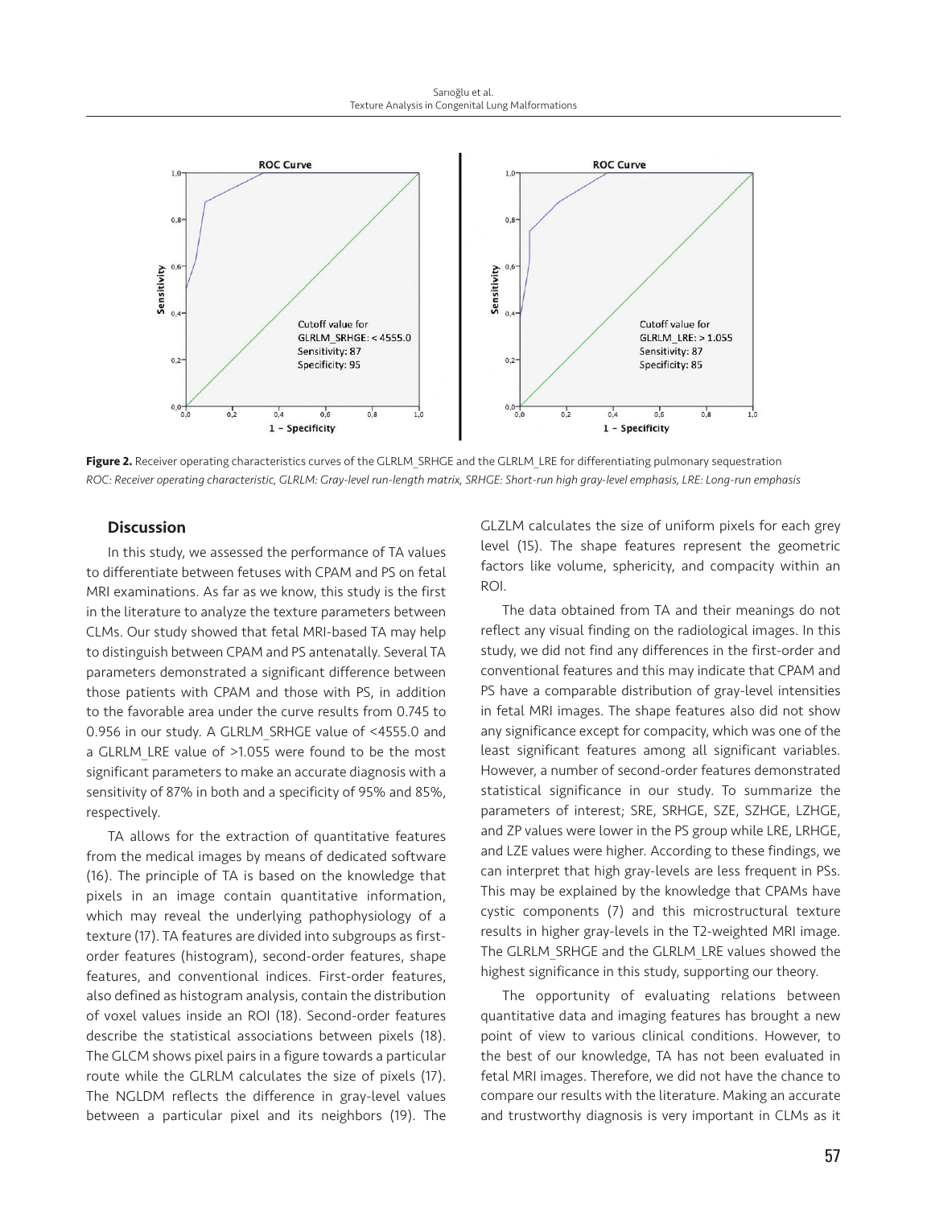**Figure 2.** Receiver operating characteristics curves of the GLRLM_SRHGE and the GLRLM_LRE for differentiating pulmonary sequestration

*ROC: Receiver operating characteristic, GLRLM: Gray-level run-length matrix, SRHGE: Short-run high gray-level emphasis, LRE: Long-run emphasis*

## Discussion

In this study, we assessed the performance of TA values to differentiate between fetuses with CPAM and PS on fetal MRI examinations. As far as we know, this study is the first in the literature to analyze the texture parameters between CLMs. Our study showed that fetal MRI-based TA may help to distinguish between CPAM and PS antenatally. Several TA parameters demonstrated a significant difference between those patients with CPAM and those with PS, in addition to the favorable area under the curve results from 0.745 to 0.956 in our study. A GLRLM_SRHGE value of <4555.0 and a GLRLM_LRE value of >1.055 were found to be the most significant parameters to make an accurate diagnosis with a sensitivity of 87% in both and a specificity of 95% and 85%, respectively.

TA allows for the extraction of quantitative features from the medical images by means of dedicated software (16). The principle of TA is based on the knowledge that pixels in an image contain quantitative information, which may reveal the underlying pathophysiology of a texture (17). TA features are divided into subgroups as first-order features (histogram), second-order features, shape features, and conventional indices. First-order features, also defined as histogram analysis, contain the distribution of voxel values inside an ROI (18). Second-order features describe the statistical associations between pixels (18). The GLCM shows pixel pairs in a figure towards a particular route while the GLRLM calculates the size of pixels (17). The NGLDM reflects the difference in gray-level values between a particular pixel and its neighbors (19). The GLZLM calculates the size of uniform pixels for each grey level (15). The shape features represent the geometric factors like volume, sphericity, and compacity within an ROI.

The data obtained from TA and their meanings do not reflect any visual finding on the radiological images. In this study, we did not find any differences in the first-order and conventional features and this may indicate that CPAM and PS have a comparable distribution of gray-level intensities in fetal MRI images. The shape features also did not show any significance except for compacity, which was one of the least significant features among all significant variables. However, a number of second-order features demonstrated statistical significance in our study. To summarize the parameters of interest; SRE, SRHGE, SZE, SZHGE, LZHGE, and ZP values were lower in the PS group while LRE, LRHGE, and LZE values were higher. According to these findings, we can interpret that high gray-levels are less frequent in PSs. This may be explained by the knowledge that CPAMs have cystic components (7) and this microstructural texture results in higher gray-levels in the T2-weighted MRI image. The GLRLM_SRHGE and the GLRLM_LRE values showed the highest significance in this study, supporting our theory.

The opportunity of evaluating relations between quantitative data and imaging features has brought a new point of view to various clinical conditions. However, to the best of our knowledge, TA has not been evaluated in fetal MRI images. Therefore, we did not have the chance to compare our results with the literature. Making an accurate and trustworthy diagnosis is very important in CLMs as it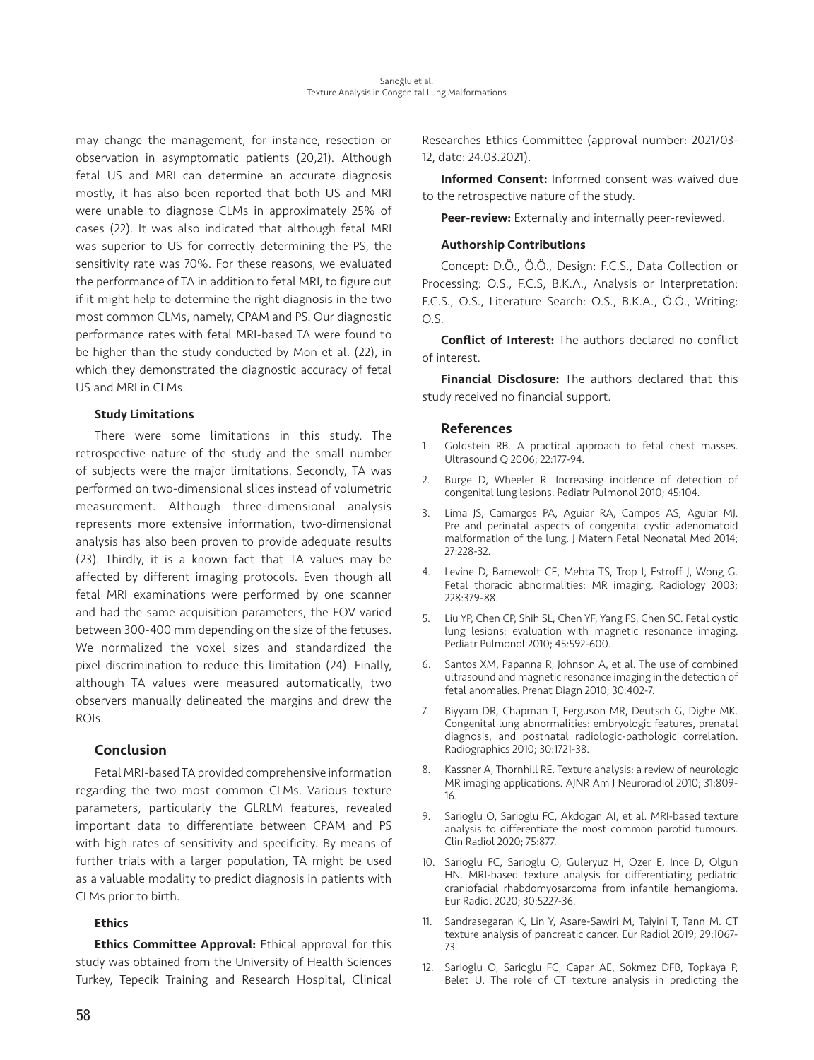may change the management, for instance, resection or observation in asymptomatic patients (20,21). Although fetal US and MRI can determine an accurate diagnosis mostly, it has also been reported that both US and MRI were unable to diagnose CLMs in approximately 25% of cases (22). It was also indicated that although fetal MRI was superior to US for correctly determining the PS, the sensitivity rate was 70%. For these reasons, we evaluated the performance of TA in addition to fetal MRI, to figure out if it might help to determine the right diagnosis in the two most common CLMs, namely, CPAM and PS. Our diagnostic performance rates with fetal MRI-based TA were found to be higher than the study conducted by Mon et al. (22), in which they demonstrated the diagnostic accuracy of fetal US and MRI in CLMs.

### Study Limitations

There were some limitations in this study. The retrospective nature of the study and the small number of subjects were the major limitations. Secondly, TA was performed on two-dimensional slices instead of volumetric measurement. Although three-dimensional analysis represents more extensive information, two-dimensional analysis has also been proven to provide adequate results (23). Thirdly, it is a known fact that TA values may be affected by different imaging protocols. Even though all fetal MRI examinations were performed by one scanner and had the same acquisition parameters, the FOV varied between 300-400 mm depending on the size of the fetuses. We normalized the voxel sizes and standardized the pixel discrimination to reduce this limitation (24). Finally, although TA values were measured automatically, two observers manually delineated the margins and drew the ROIs.

## Conclusion

Fetal MRI-based TA provided comprehensive information regarding the two most common CLMs. Various texture parameters, particularly the GLRLM features, revealed important data to differentiate between CPAM and PS with high rates of sensitivity and specificity. By means of further trials with a larger population, TA might be used as a valuable modality to predict diagnosis in patients with CLMs prior to birth.

### Ethics

**Ethics Committee Approval:** Ethical approval for this study was obtained from the University of Health Sciences Turkey, Tepecik Training and Research Hospital, Clinical Researches Ethics Committee (approval number: 2021/03-12, date: 24.03.2021).

**Informed Consent:** Informed consent was waived due to the retrospective nature of the study.

**Peer-review:** Externally and internally peer-reviewed.

#### Authorship Contributions

Concept: D.Ö., Ö.Ö., Design: F.C.S., Data Collection or Processing: O.S., F.C.S, B.K.A., Analysis or Interpretation: F.C.S., O.S., Literature Search: O.S., B.K.A., Ö.Ö., Writing: O.S.

**Conflict of Interest:** The authors declared no conflict of interest.

**Financial Disclosure:** The authors declared that this study received no financial support.

## References

1. Goldstein RB. A practical approach to fetal chest masses. Ultrasound Q 2006; 22:177-94.
2. Burge D, Wheeler R. Increasing incidence of detection of congenital lung lesions. Pediatr Pulmonol 2010; 45:104.
3. Lima JS, Camargos PA, Aguiar RA, Campos AS, Aguiar MJ. Pre and perinatal aspects of congenital cystic adenomatoid malformation of the lung. J Matern Fetal Neonatal Med 2014; 27:228-32.
4. Levine D, Barnewolt CE, Mehta TS, Trop I, Estroff J, Wong G. Fetal thoracic abnormalities: MR imaging. Radiology 2003; 228:379-88.
5. Liu YP, Chen CP, Shih SL, Chen YF, Yang FS, Chen SC. Fetal cystic lung lesions: evaluation with magnetic resonance imaging. Pediatr Pulmonol 2010; 45:592-600.
6. Santos XM, Papanna R, Johnson A, et al. The use of combined ultrasound and magnetic resonance imaging in the detection of fetal anomalies. Prenat Diagn 2010; 30:402-7.
7. Biyyam DR, Chapman T, Ferguson MR, Deutsch G, Dighe MK. Congenital lung abnormalities: embryologic features, prenatal diagnosis, and postnatal radiologic-pathologic correlation. Radiographics 2010; 30:1721-38.
8. Kassner A, Thornhill RE. Texture analysis: a review of neurologic MR imaging applications. AJNR Am J Neuroradiol 2010; 31:809-16.
9. Sarioglu O, Sarioglu FC, Akdogan AI, et al. MRI-based texture analysis to differentiate the most common parotid tumours. Clin Radiol 2020; 75:877.
10. Sarioglu FC, Sarioglu O, Guleryuz H, Ozer E, Ince D, Olgun HN. MRI-based texture analysis for differentiating pediatric craniofacial rhabdomyosarcoma from infantile hemangioma. Eur Radiol 2020; 30:5227-36.
11. Sandrasegaran K, Lin Y, Asare-Sawiri M, Taiyini T, Tann M. CT texture analysis of pancreatic cancer. Eur Radiol 2019; 29:1067-73.
12. Sarioglu O, Sarioglu FC, Capar AE, Sokmez DFB, Topkaya P, Belet U. The role of CT texture analysis in predicting the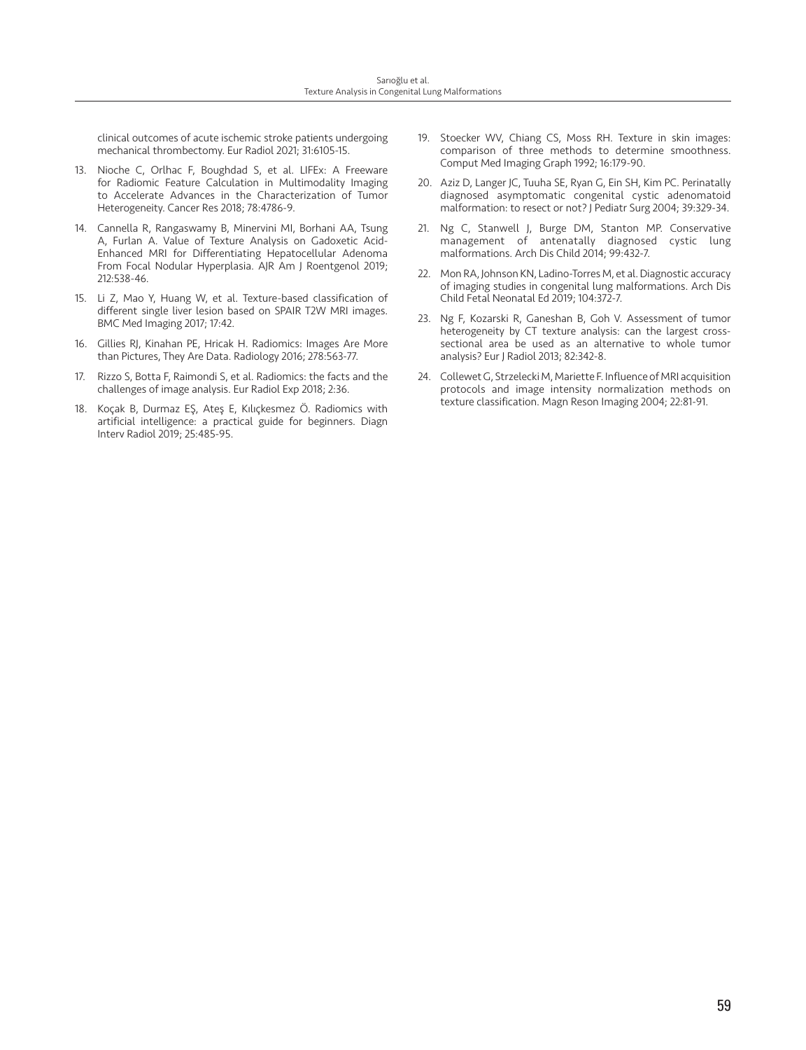clinical outcomes of acute ischemic stroke patients undergoing mechanical thrombectomy. Eur Radiol 2021; 31:6105-15.

13. Nioche C, Orlhac F, Boughdad S, et al. LIFEx: A Freeware for Radiomic Feature Calculation in Multimodality Imaging to Accelerate Advances in the Characterization of Tumor Heterogeneity. Cancer Res 2018; 78:4786-9.
14. Cannella R, Rangaswamy B, Minervini MI, Borhani AA, Tsung A, Furlan A. Value of Texture Analysis on Gadoxetic Acid-Enhanced MRI for Differentiating Hepatocellular Adenoma From Focal Nodular Hyperplasia. AJR Am J Roentgenol 2019; 212:538-46.
15. Li Z, Mao Y, Huang W, et al. Texture-based classification of different single liver lesion based on SPAIR T2W MRI images. BMC Med Imaging 2017; 17:42.
16. Gillies RJ, Kinahan PE, Hricak H. Radiomics: Images Are More than Pictures, They Are Data. Radiology 2016; 278:563-77.
17. Rizzo S, Botta F, Raimondi S, et al. Radiomics: the facts and the challenges of image analysis. Eur Radiol Exp 2018; 2:36.
18. Koçak B, Durmaz EŞ, Ateş E, Kılıçkesmez Ö. Radiomics with artificial intelligence: a practical guide for beginners. Diagn Interv Radiol 2019; 25:485-95.
19. Stoecker WV, Chiang CS, Moss RH. Texture in skin images: comparison of three methods to determine smoothness. Comput Med Imaging Graph 1992; 16:179-90.
20. Aziz D, Langer JC, Tuuha SE, Ryan G, Ein SH, Kim PC. Perinatally diagnosed asymptomatic congenital cystic adenomatoid malformation: to resect or not? J Pediatr Surg 2004; 39:329-34.
21. Ng C, Stanwell J, Burge DM, Stanton MP. Conservative management of antenatally diagnosed cystic lung malformations. Arch Dis Child 2014; 99:432-7.
22. Mon RA, Johnson KN, Ladino-Torres M, et al. Diagnostic accuracy of imaging studies in congenital lung malformations. Arch Dis Child Fetal Neonatal Ed 2019; 104:372-7.
23. Ng F, Kozarski R, Ganeshan B, Goh V. Assessment of tumor heterogeneity by CT texture analysis: can the largest cross-sectional area be used as an alternative to whole tumor analysis? Eur J Radiol 2013; 82:342-8.
24. Collewet G, Strzelecki M, Mariette F. Influence of MRI acquisition protocols and image intensity normalization methods on texture classification. Magn Reson Imaging 2004; 22:81-91.